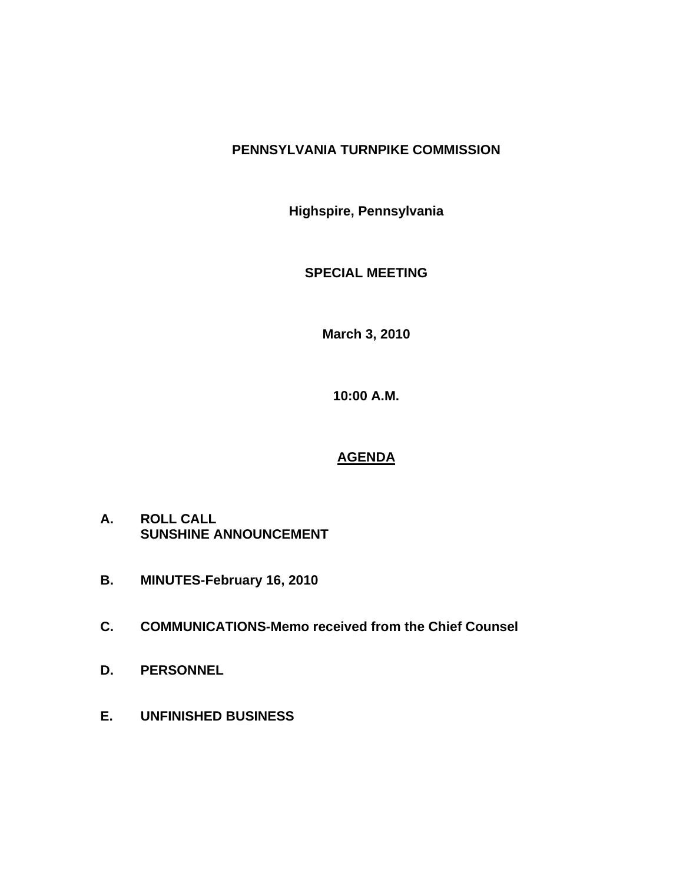# PENNSYLVANIA TURNPIKE COMMISSION

**Highspire, Pennsylvania**

**SPECIAL MEETING**

**March 3, 2010**

**10:00 A.M.**

## AGENDA

**A. ROLL CALL**
**SUNSHINE ANNOUNCEMENT**

**B. MINUTES-February 16, 2010**

**C. COMMUNICATIONS-Memo received from the Chief Counsel**

**D. PERSONNEL**

**E. UNFINISHED BUSINESS**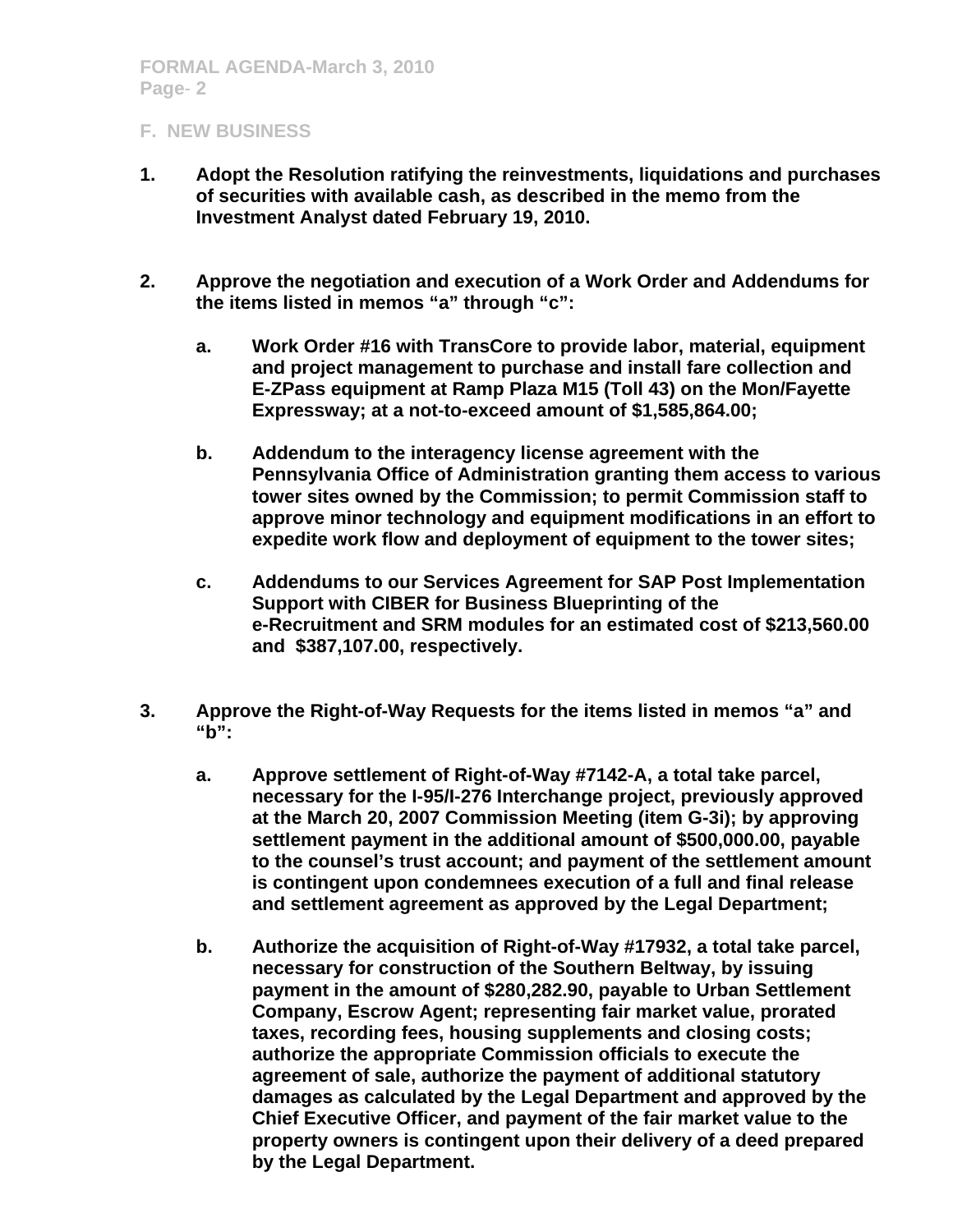## F. NEW BUSINESS

1. **Adopt the Resolution ratifying the reinvestments, liquidations and purchases of securities with available cash, as described in the memo from the Investment Analyst dated February 19, 2010.**

2. **Approve the negotiation and execution of a Work Order and Addendums for the items listed in memos "a" through "c":**

   a. **Work Order #16 with TransCore to provide labor, material, equipment and project management to purchase and install fare collection and E-ZPass equipment at Ramp Plaza M15 (Toll 43) on the Mon/Fayette Expressway; at a not-to-exceed amount of $1,585,864.00;**

   b. **Addendum to the interagency license agreement with the Pennsylvania Office of Administration granting them access to various tower sites owned by the Commission; to permit Commission staff to approve minor technology and equipment modifications in an effort to expedite work flow and deployment of equipment to the tower sites;**

   c. **Addendums to our Services Agreement for SAP Post Implementation Support with CIBER for Business Blueprinting of the e-Recruitment and SRM modules for an estimated cost of $213,560.00 and $387,107.00, respectively.**

3. **Approve the Right-of-Way Requests for the items listed in memos "a" and "b":**

   a. **Approve settlement of Right-of-Way #7142-A, a total take parcel, necessary for the I-95/I-276 Interchange project, previously approved at the March 20, 2007 Commission Meeting (item G-3i); by approving settlement payment in the additional amount of $500,000.00, payable to the counsel's trust account; and payment of the settlement amount is contingent upon condemnees execution of a full and final release and settlement agreement as approved by the Legal Department;**

   b. **Authorize the acquisition of Right-of-Way #17932, a total take parcel, necessary for construction of the Southern Beltway, by issuing payment in the amount of $280,282.90, payable to Urban Settlement Company, Escrow Agent; representing fair market value, prorated taxes, recording fees, housing supplements and closing costs; authorize the appropriate Commission officials to execute the agreement of sale, authorize the payment of additional statutory damages as calculated by the Legal Department and approved by the Chief Executive Officer, and payment of the fair market value to the property owners is contingent upon their delivery of a deed prepared by the Legal Department.**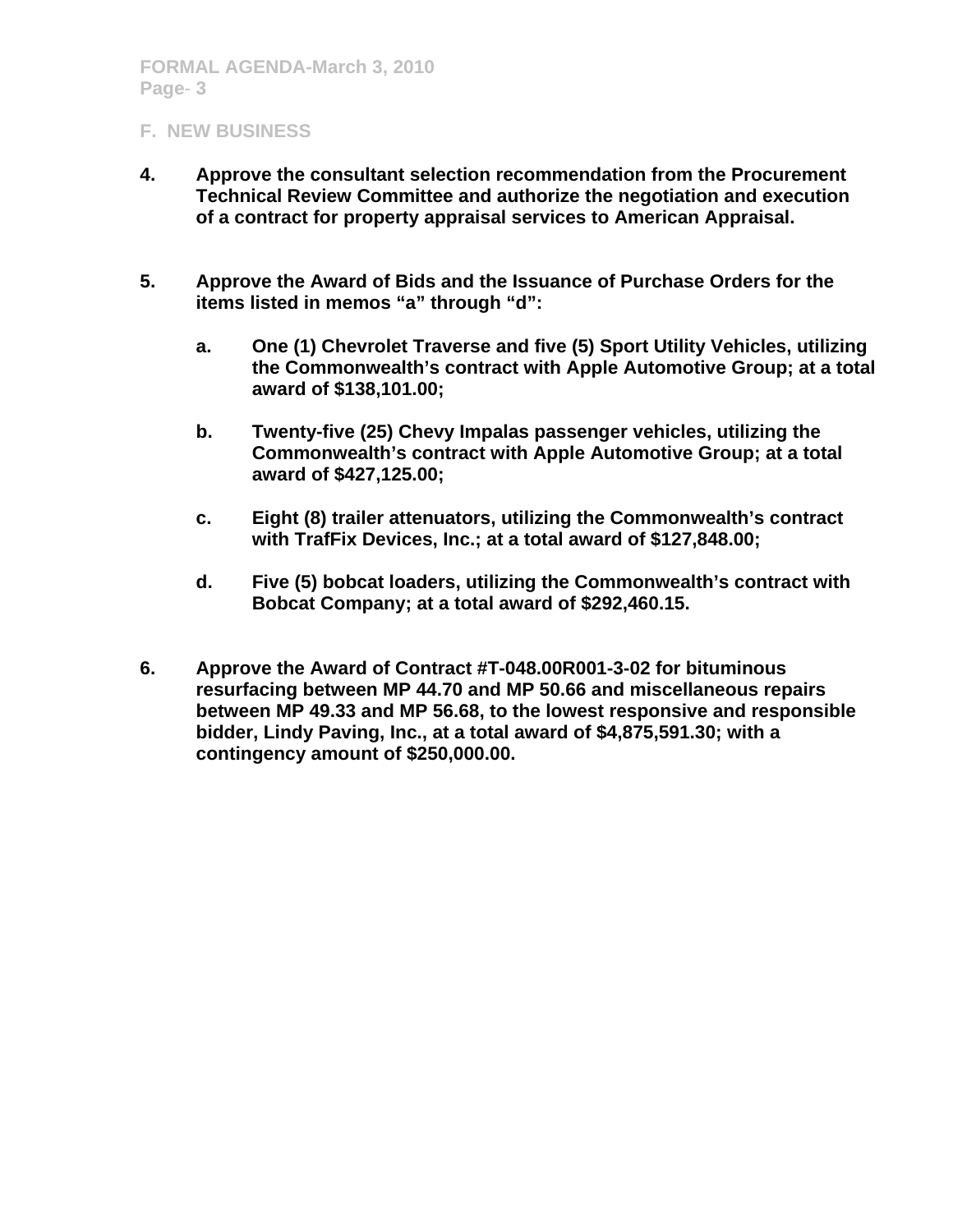## F. NEW BUSINESS

4. **Approve the consultant selection recommendation from the Procurement Technical Review Committee and authorize the negotiation and execution of a contract for property appraisal services to American Appraisal.**

5. **Approve the Award of Bids and the Issuance of Purchase Orders for the items listed in memos “a” through “d”:**

   a. **One (1) Chevrolet Traverse and five (5) Sport Utility Vehicles, utilizing the Commonwealth’s contract with Apple Automotive Group; at a total award of $138,101.00;**

   b. **Twenty-five (25) Chevy Impalas passenger vehicles, utilizing the Commonwealth’s contract with Apple Automotive Group; at a total award of $427,125.00;**

   c. **Eight (8) trailer attenuators, utilizing the Commonwealth’s contract with TrafFix Devices, Inc.; at a total award of $127,848.00;**

   d. **Five (5) bobcat loaders, utilizing the Commonwealth’s contract with Bobcat Company; at a total award of $292,460.15.**

6. **Approve the Award of Contract #T-048.00R001-3-02 for bituminous resurfacing between MP 44.70 and MP 50.66 and miscellaneous repairs between MP 49.33 and MP 56.68, to the lowest responsive and responsible bidder, Lindy Paving, Inc., at a total award of $4,875,591.30; with a contingency amount of $250,000.00.**